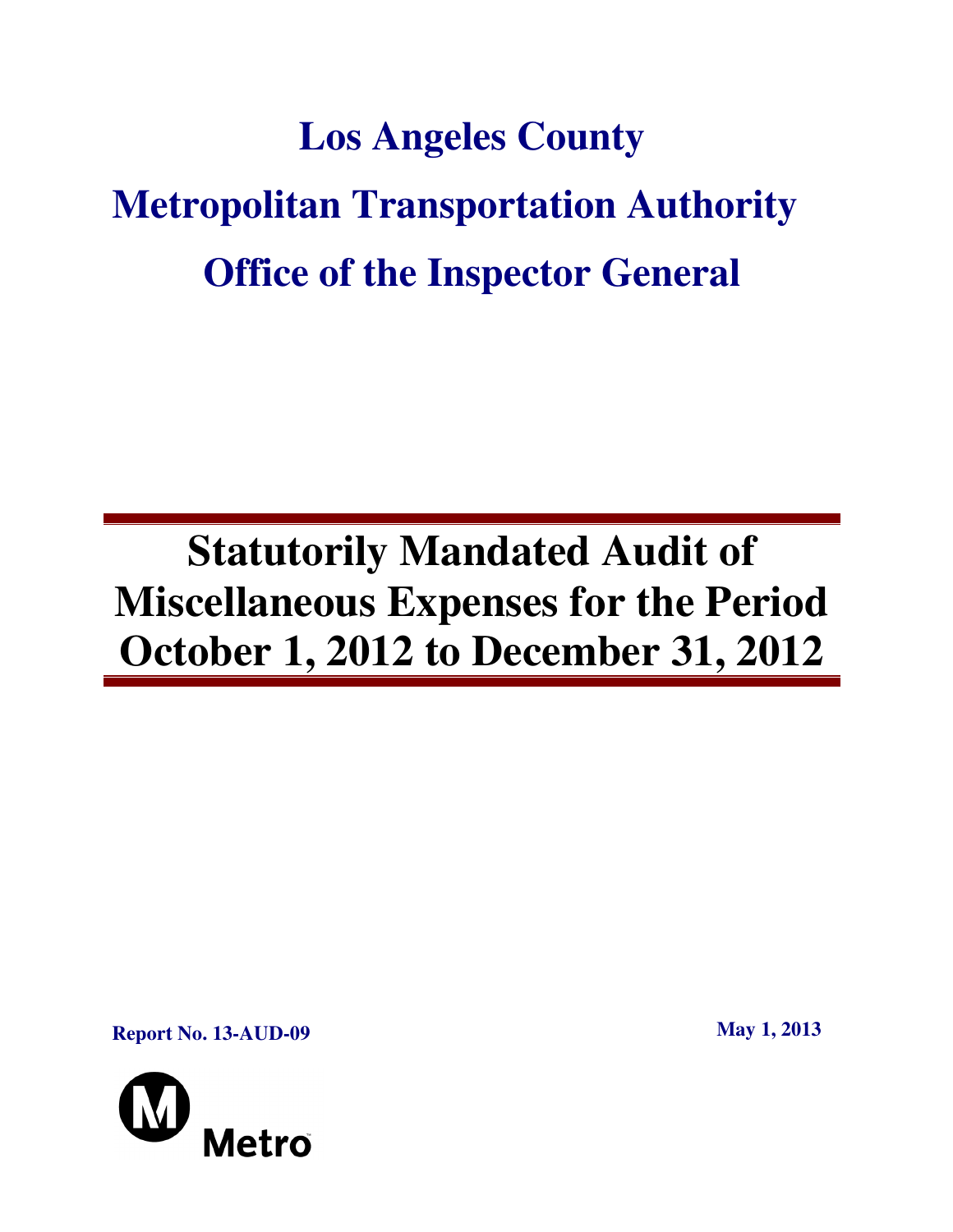# Los Angeles County

# Metropolitan Transportation Authority

# Office of the Inspector General

# Statutorily Mandated Audit of Miscellaneous Expenses for the Period October 1, 2012 to December 31, 2012

**Report No. 13-AUD-09**

**May 1, 2013**

Metro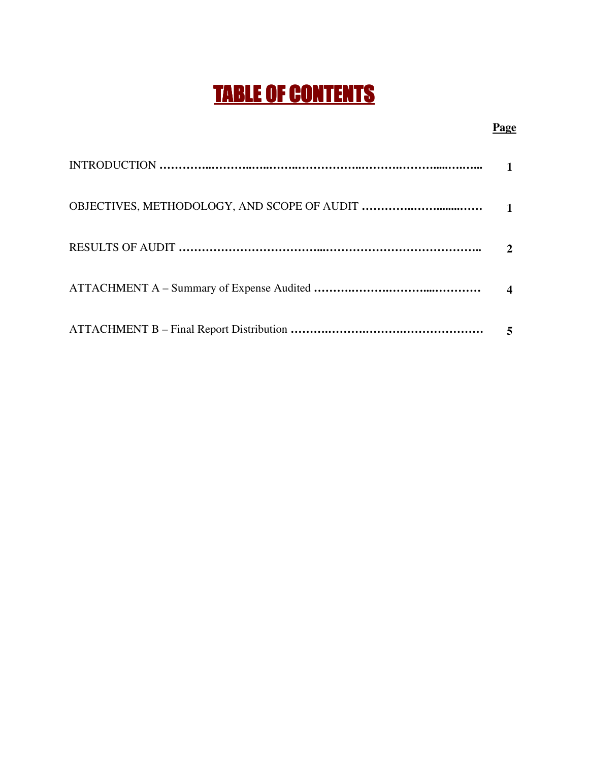# TABLE OF CONTENTS

| | Page |
|---|---|
| INTRODUCTION | 1 |
| OBJECTIVES, METHODOLOGY, AND SCOPE OF AUDIT | 1 |
| RESULTS OF AUDIT | 2 |
| ATTACHMENT A – Summary of Expense Audited | 4 |
| ATTACHMENT B – Final Report Distribution | 5 |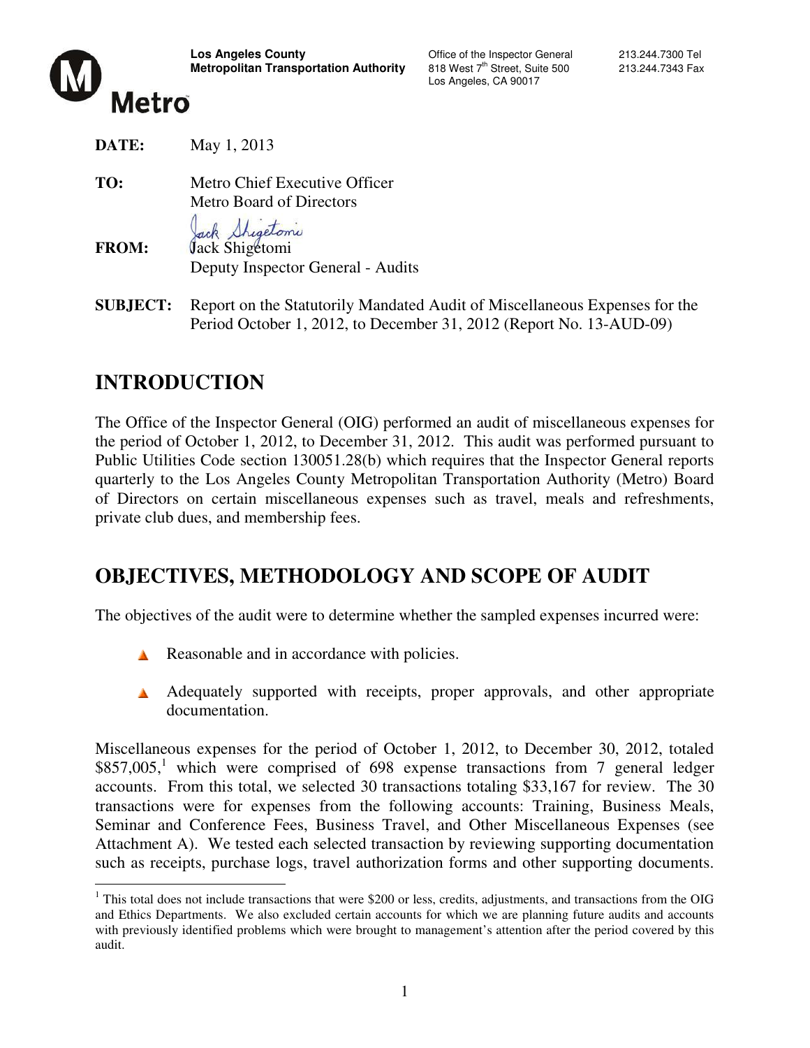**Los Angeles County Metropolitan Transportation Authority**

Office of the Inspector General
818 West 7th Street, Suite 500
Los Angeles, CA 90017

213.244.7300 Tel
213.244.7343 Fax

Metro

**DATE:** May 1, 2013

**TO:** Metro Chief Executive Officer
Metro Board of Directors

**FROM:** Jack Shigetomi
Deputy Inspector General - Audits

**SUBJECT:** Report on the Statutorily Mandated Audit of Miscellaneous Expenses for the Period October 1, 2012, to December 31, 2012 (Report No. 13-AUD-09)

# INTRODUCTION

The Office of the Inspector General (OIG) performed an audit of miscellaneous expenses for the period of October 1, 2012, to December 31, 2012. This audit was performed pursuant to Public Utilities Code section 130051.28(b) which requires that the Inspector General reports quarterly to the Los Angeles County Metropolitan Transportation Authority (Metro) Board of Directors on certain miscellaneous expenses such as travel, meals and refreshments, private club dues, and membership fees.

# OBJECTIVES, METHODOLOGY AND SCOPE OF AUDIT

The objectives of the audit were to determine whether the sampled expenses incurred were:

- Reasonable and in accordance with policies.
- Adequately supported with receipts, proper approvals, and other appropriate documentation.

Miscellaneous expenses for the period of October 1, 2012, to December 30, 2012, totaled \$857,005,[1] which were comprised of 698 expense transactions from 7 general ledger accounts. From this total, we selected 30 transactions totaling \$33,167 for review. The 30 transactions were for expenses from the following accounts: Training, Business Meals, Seminar and Conference Fees, Business Travel, and Other Miscellaneous Expenses (see Attachment A). We tested each selected transaction by reviewing supporting documentation such as receipts, purchase logs, travel authorization forms and other supporting documents.

[1] This total does not include transactions that were \$200 or less, credits, adjustments, and transactions from the OIG and Ethics Departments. We also excluded certain accounts for which we are planning future audits and accounts with previously identified problems which were brought to management's attention after the period covered by this audit.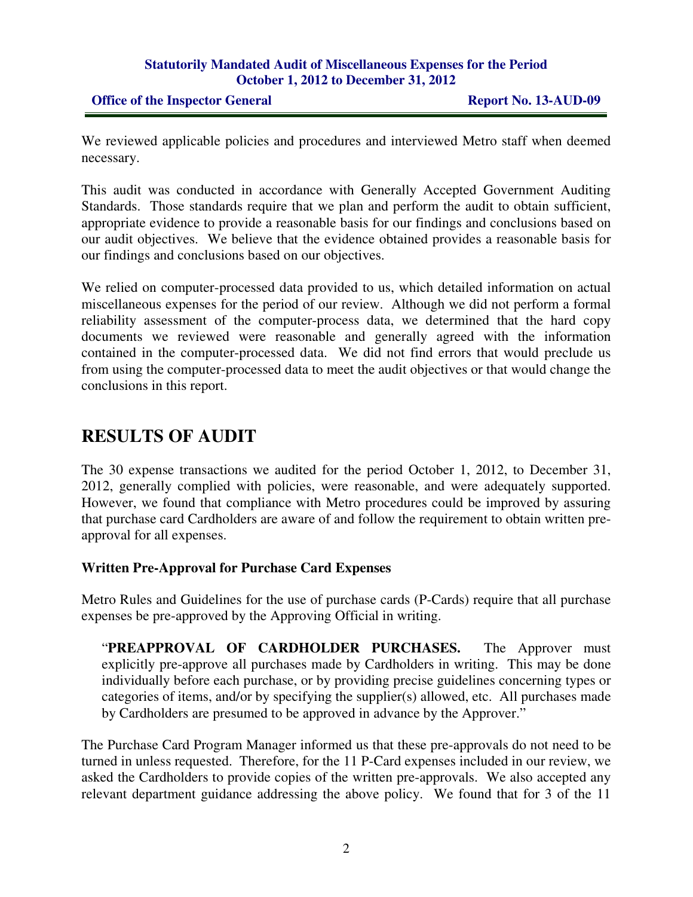We reviewed applicable policies and procedures and interviewed Metro staff when deemed necessary.

This audit was conducted in accordance with Generally Accepted Government Auditing Standards. Those standards require that we plan and perform the audit to obtain sufficient, appropriate evidence to provide a reasonable basis for our findings and conclusions based on our audit objectives. We believe that the evidence obtained provides a reasonable basis for our findings and conclusions based on our objectives.

We relied on computer-processed data provided to us, which detailed information on actual miscellaneous expenses for the period of our review. Although we did not perform a formal reliability assessment of the computer-process data, we determined that the hard copy documents we reviewed were reasonable and generally agreed with the information contained in the computer-processed data. We did not find errors that would preclude us from using the computer-processed data to meet the audit objectives or that would change the conclusions in this report.

# RESULTS OF AUDIT

The 30 expense transactions we audited for the period October 1, 2012, to December 31, 2012, generally complied with policies, were reasonable, and were adequately supported. However, we found that compliance with Metro procedures could be improved by assuring that purchase card Cardholders are aware of and follow the requirement to obtain written pre-approval for all expenses.

### Written Pre-Approval for Purchase Card Expenses

Metro Rules and Guidelines for the use of purchase cards (P-Cards) require that all purchase expenses be pre-approved by the Approving Official in writing.

> "**PREAPPROVAL OF CARDHOLDER PURCHASES.** The Approver must explicitly pre-approve all purchases made by Cardholders in writing. This may be done individually before each purchase, or by providing precise guidelines concerning types or categories of items, and/or by specifying the supplier(s) allowed, etc. All purchases made by Cardholders are presumed to be approved in advance by the Approver."

The Purchase Card Program Manager informed us that these pre-approvals do not need to be turned in unless requested. Therefore, for the 11 P-Card expenses included in our review, we asked the Cardholders to provide copies of the written pre-approvals. We also accepted any relevant department guidance addressing the above policy. We found that for 3 of the 11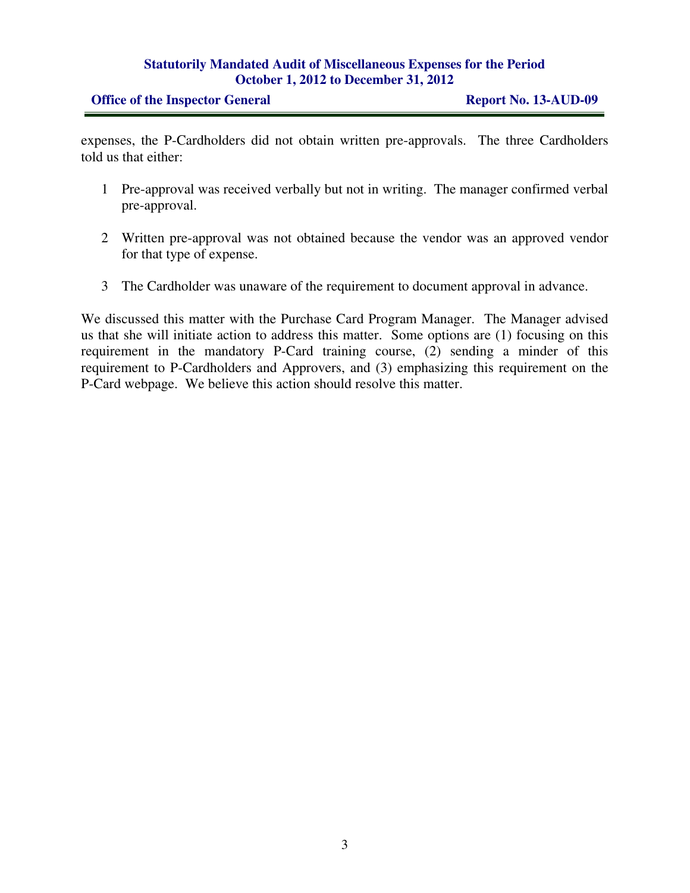expenses, the P-Cardholders did not obtain written pre-approvals. The three Cardholders told us that either:

1 Pre-approval was received verbally but not in writing. The manager confirmed verbal pre-approval.

2 Written pre-approval was not obtained because the vendor was an approved vendor for that type of expense.

3 The Cardholder was unaware of the requirement to document approval in advance.

We discussed this matter with the Purchase Card Program Manager. The Manager advised us that she will initiate action to address this matter. Some options are (1) focusing on this requirement in the mandatory P-Card training course, (2) sending a minder of this requirement to P-Cardholders and Approvers, and (3) emphasizing this requirement on the P-Card webpage. We believe this action should resolve this matter.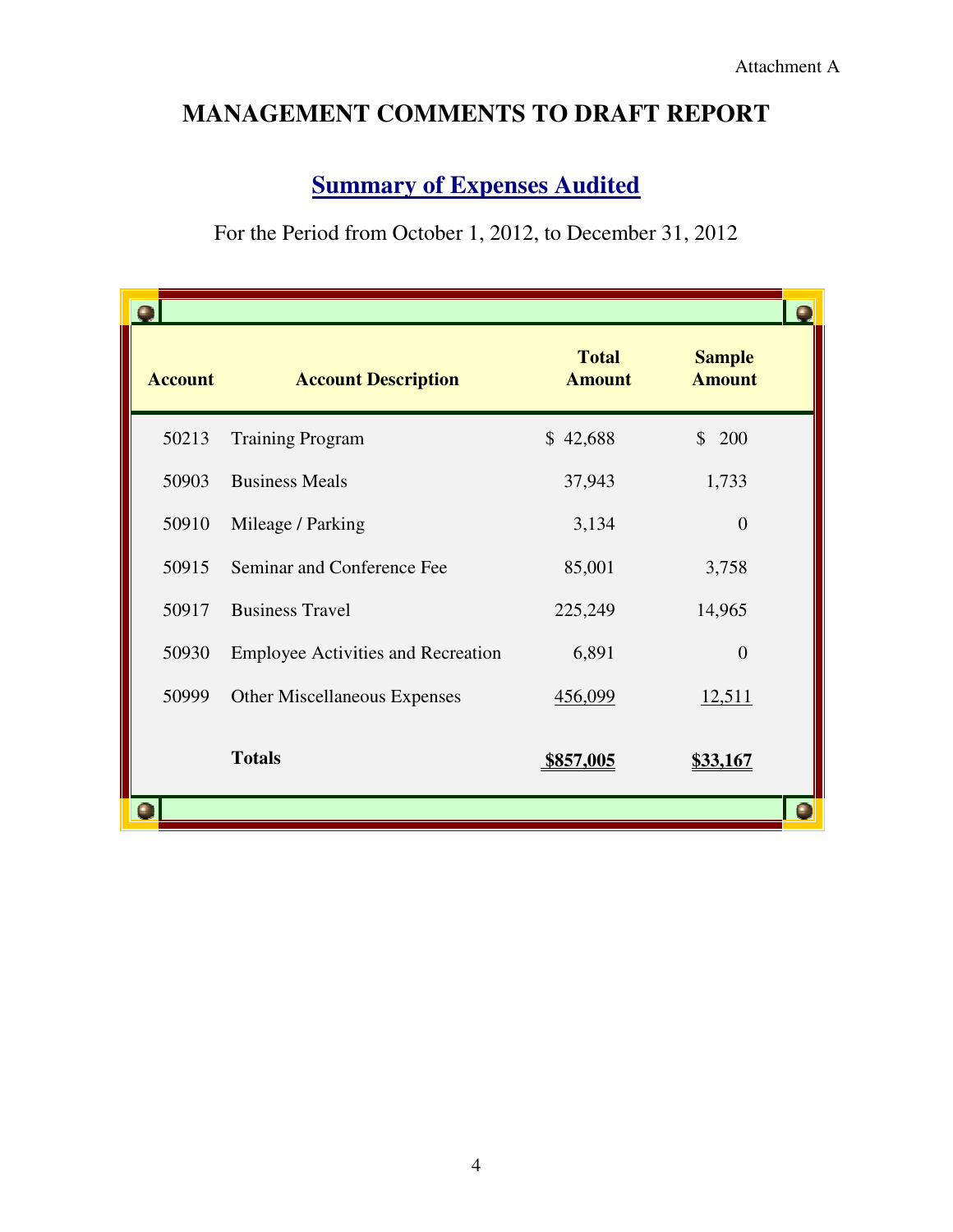Attachment A

# MANAGEMENT COMMENTS TO DRAFT REPORT

## Summary of Expenses Audited

For the Period from October 1, 2012, to December 31, 2012

| Account | Account Description | Total Amount | Sample Amount |
|---|---|---|---|
| 50213 | Training Program | $ 42,688 | $ 200 |
| 50903 | Business Meals | 37,943 | 1,733 |
| 50910 | Mileage / Parking | 3,134 | 0 |
| 50915 | Seminar and Conference Fee | 85,001 | 3,758 |
| 50917 | Business Travel | 225,249 | 14,965 |
| 50930 | Employee Activities and Recreation | 6,891 | 0 |
| 50999 | Other Miscellaneous Expenses | 456,099 | 12,511 |
| | **Totals** | **$857,005** | **$33,167** |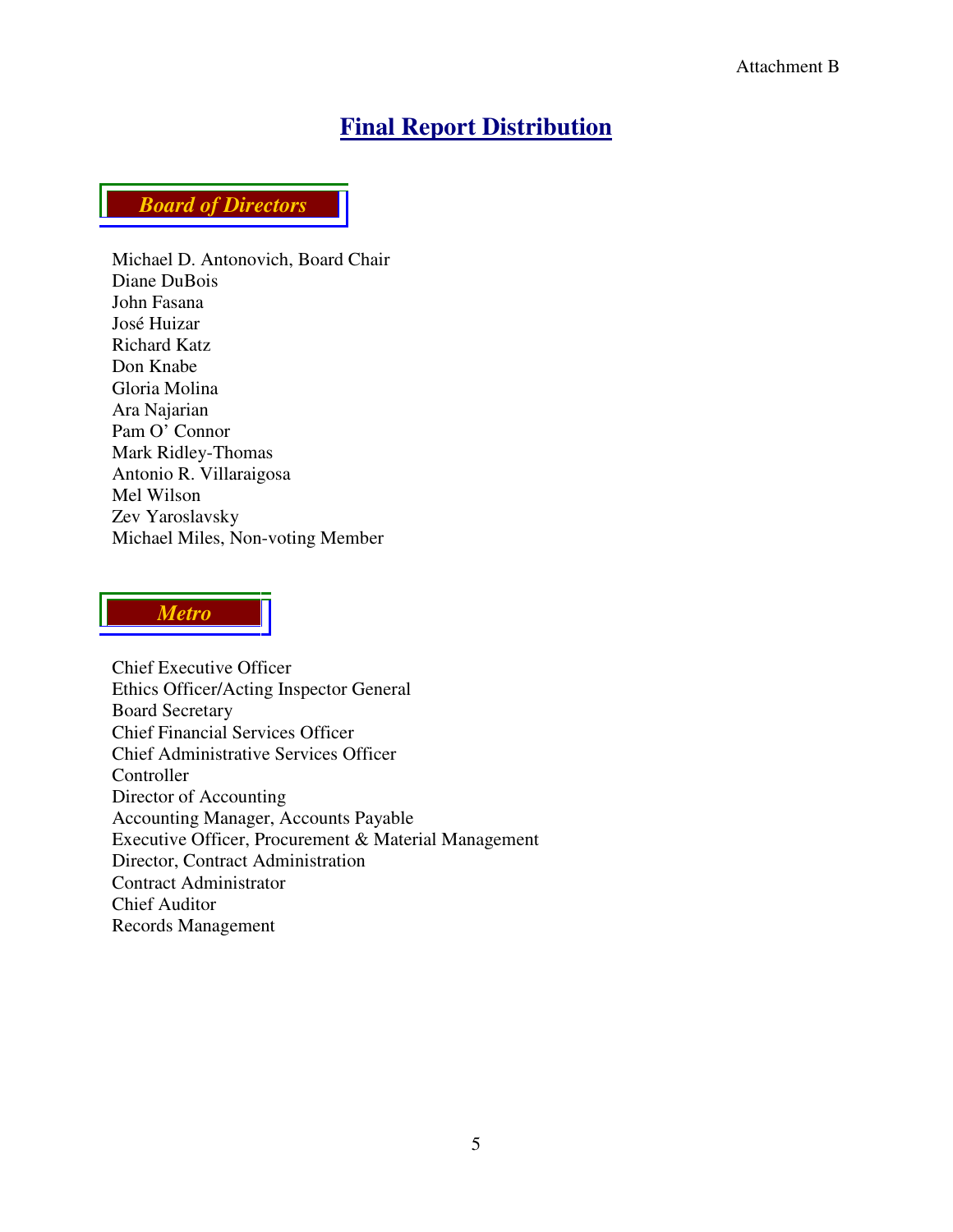Attachment B

# Final Report Distribution

## *Board of Directors*

Michael D. Antonovich, Board Chair
Diane DuBois
John Fasana
José Huizar
Richard Katz
Don Knabe
Gloria Molina
Ara Najarian
Pam O' Connor
Mark Ridley-Thomas
Antonio R. Villaraigosa
Mel Wilson
Zev Yaroslavsky
Michael Miles, Non-voting Member

## *Metro*

Chief Executive Officer
Ethics Officer/Acting Inspector General
Board Secretary
Chief Financial Services Officer
Chief Administrative Services Officer
Controller
Director of Accounting
Accounting Manager, Accounts Payable
Executive Officer, Procurement & Material Management
Director, Contract Administration
Contract Administrator
Chief Auditor
Records Management